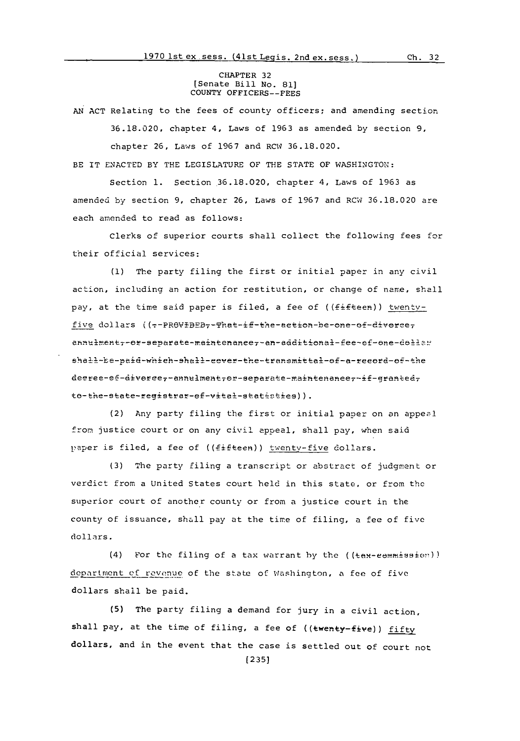CHAPTER 32
[Senate Bill No. 81]
COUNTY OFFICERS--FEES

AN ACT Relating to the fees of county officers; and amending section 36.18.020, chapter 4, Laws of 1963 as amended by section 9, chapter 26, Laws of 1967 and RCW 36.18.020.

BE IT ENACTED BY THE LEGISLATURE OF THE STATE OF WASHINGTON:

Section 1. Section 36.18.020, chapter 4, Laws of 1963 as amended by section 9, chapter 26, Laws of 1967 and RCW 36.18.020 are each amended to read as follows:

Clerks of superior courts shall collect the following fees for their official services:

(1) The party filing the first or initial paper in any civil action, including an action for restitution, or change of name, shall pay, at the time said paper is filed, a fee of ((~~fifteen~~)) <u>twenty-five</u> dollars ((~~;-PROVIDED,-That-if-the-action-be-one-of-divorce,-annulment,-or-separate-maintenance,-an-additional-fee-of-one-dollar-shall-be-paid-which-shall-cover-the-transmittal-of-a-record-of-the-decree-of-divorce,-annulment,-or-separate-maintenance,-if-granted,-to-the-state-registrar-of-vital-statistics~~)).

(2) Any party filing the first or initial paper on an appeal from justice court or on any civil appeal, shall pay, when said paper is filed, a fee of ((~~fifteen~~)) <u>twenty-five</u> dollars.

(3) The party filing a transcript or abstract of judgment or verdict from a United States court held in this state, or from the superior court of another county or from a justice court in the county of issuance, shall pay at the time of filing, a fee of five dollars.

(4) For the filing of a tax warrant by the ((~~tax-commission~~)) <u>department of revenue</u> of the state of Washington, a fee of five dollars shall be paid.

(5) The party filing a demand for jury in a civil action, shall pay, at the time of filing, a fee of ((~~twenty-five~~)) <u>fifty</u> dollars, and in the event that the case is settled out of court not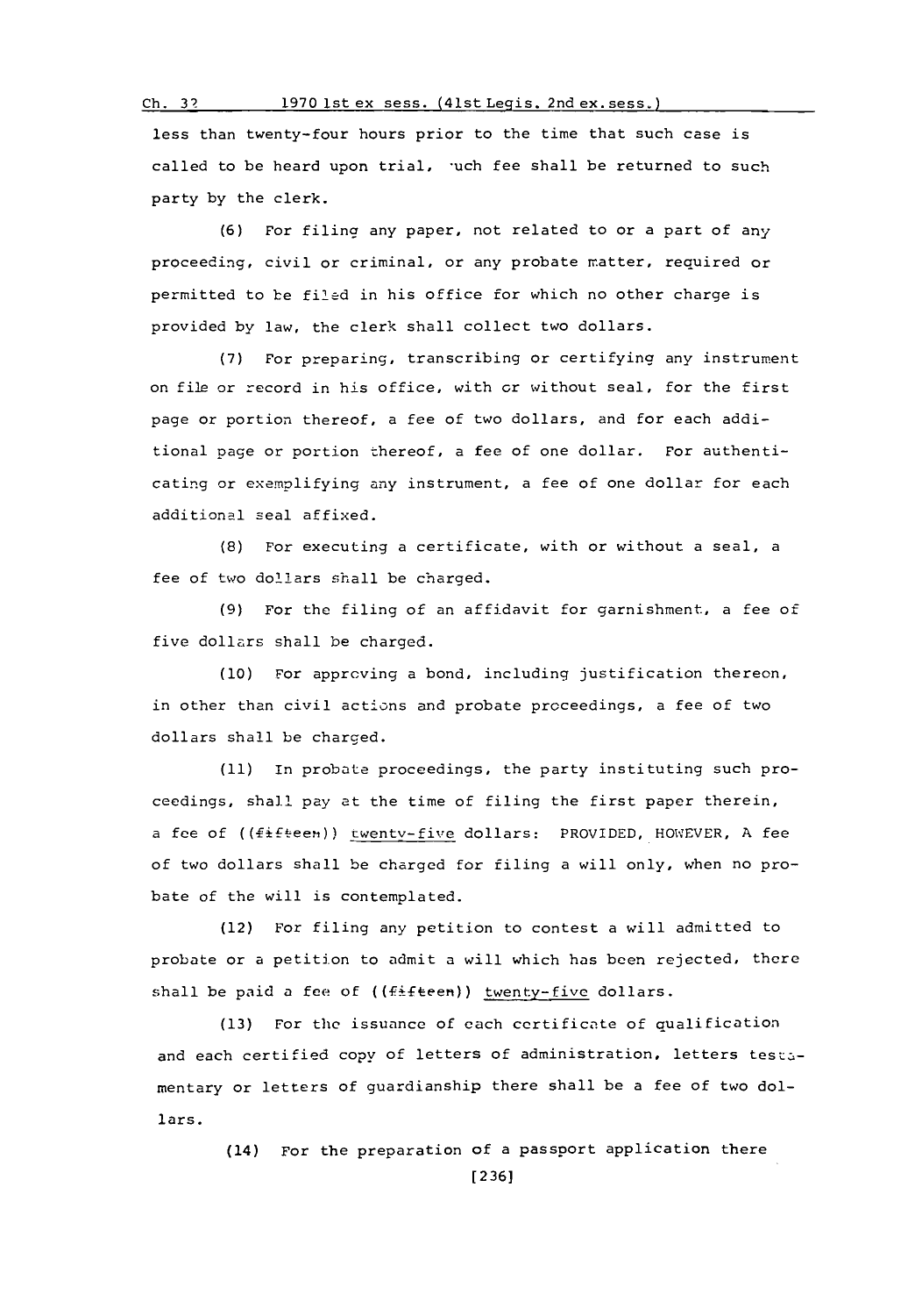less than twenty-four hours prior to the time that such case is called to be heard upon trial, such fee shall be returned to such party by the clerk.

(6) For filing any paper, not related to or a part of any proceeding, civil or criminal, or any probate matter, required or permitted to be filed in his office for which no other charge is provided by law, the clerk shall collect two dollars.

(7) For preparing, transcribing or certifying any instrument on file or record in his office, with or without seal, for the first page or portion thereof, a fee of two dollars, and for each additional page or portion thereof, a fee of one dollar. For authenticating or exemplifying any instrument, a fee of one dollar for each additional seal affixed.

(8) For executing a certificate, with or without a seal, a fee of two dollars shall be charged.

(9) For the filing of an affidavit for garnishment, a fee of five dollars shall be charged.

(10) For approving a bond, including justification thereon, in other than civil actions and probate proceedings, a fee of two dollars shall be charged.

(11) In probate proceedings, the party instituting such proceedings, shall pay at the time of filing the first paper therein, a fee of ((~~fifteen~~)) twenty-five dollars: PROVIDED, HOWEVER, A fee of two dollars shall be charged for filing a will only, when no probate of the will is contemplated.

(12) For filing any petition to contest a will admitted to probate or a petition to admit a will which has been rejected, there shall be paid a fee of ((~~fifteen~~)) twenty-five dollars.

(13) For the issuance of each certificate of qualification and each certified copy of letters of administration, letters testamentary or letters of guardianship there shall be a fee of two dollars.

(14) For the preparation of a passport application there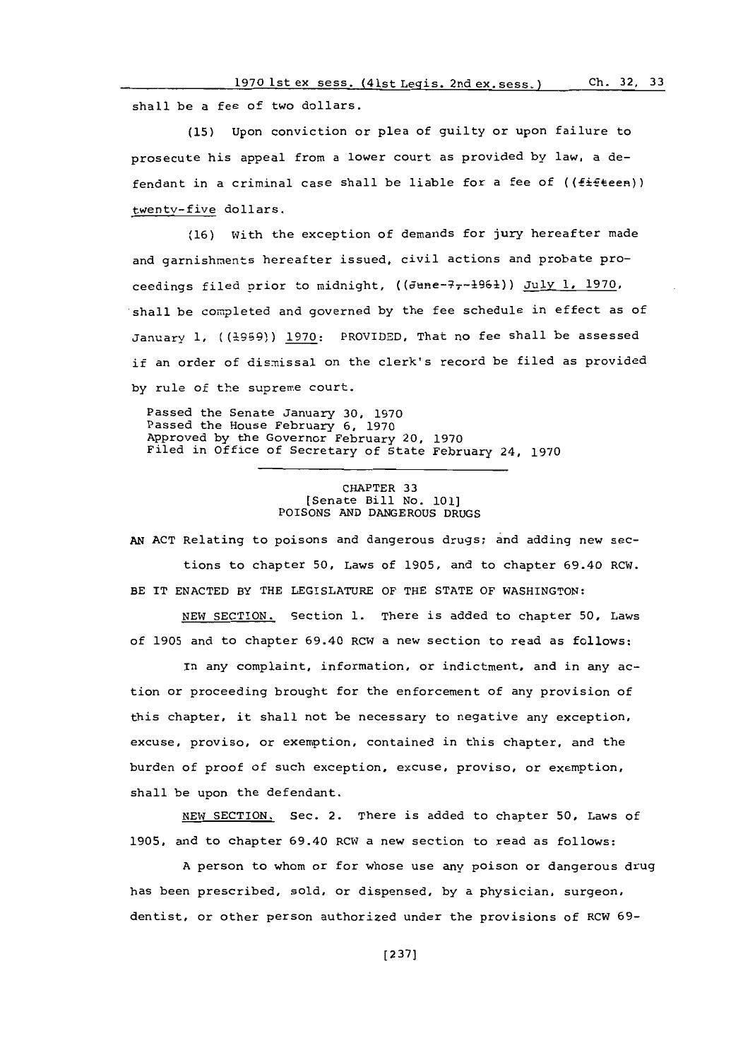shall be a fee of two dollars.

(15) Upon conviction or plea of guilty or upon failure to prosecute his appeal from a lower court as provided by law, a defendant in a criminal case shall be liable for a fee of ((~~fifteen~~)) <u>twenty-five</u> dollars.

(16) With the exception of demands for jury hereafter made and garnishments hereafter issued, civil actions and probate proceedings filed prior to midnight, ((~~June 7, 1961~~)) <u>July 1, 1970</u>, shall be completed and governed by the fee schedule in effect as of January 1, ((~~1959~~)) <u>1970</u>: PROVIDED, That no fee shall be assessed if an order of dismissal on the clerk's record be filed as provided by rule of the supreme court.

Passed the Senate January 30, 1970
Passed the House February 6, 1970
Approved by the Governor February 20, 1970
Filed in Office of Secretary of State February 24, 1970

---

## CHAPTER 33
### [Senate Bill No. 101]
### POISONS AND DANGEROUS DRUGS

AN ACT Relating to poisons and dangerous drugs; and adding new sections to chapter 50, Laws of 1905, and to chapter 69.40 RCW.

BE IT ENACTED BY THE LEGISLATURE OF THE STATE OF WASHINGTON:

<u>NEW SECTION.</u> Section 1. There is added to chapter 50, Laws of 1905 and to chapter 69.40 RCW a new section to read as follows:

In any complaint, information, or indictment, and in any action or proceeding brought for the enforcement of any provision of this chapter, it shall not be necessary to negative any exception, excuse, proviso, or exemption, contained in this chapter, and the burden of proof of such exception, excuse, proviso, or exemption, shall be upon the defendant.

<u>NEW SECTION.</u> Sec. 2. There is added to chapter 50, Laws of 1905, and to chapter 69.40 RCW a new section to read as follows:

A person to whom or for whose use any poison or dangerous drug has been prescribed, sold, or dispensed, by a physician, surgeon, dentist, or other person authorized under the provisions of RCW 69-